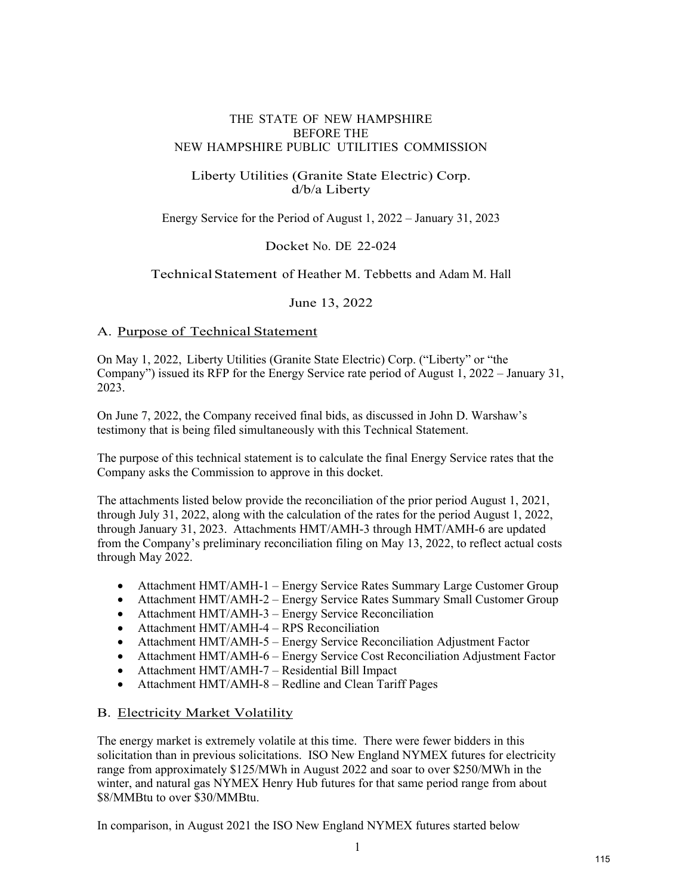THE STATE OF NEW HAMPSHIRE
BEFORE THE
NEW HAMPSHIRE PUBLIC UTILITIES COMMISSION

Liberty Utilities (Granite State Electric) Corp.
d/b/a Liberty

Energy Service for the Period of August 1, 2022 – January 31, 2023

Docket No. DE 22-024

Technical Statement of Heather M. Tebbetts and Adam M. Hall

June 13, 2022

## A. Purpose of Technical Statement

On May 1, 2022, Liberty Utilities (Granite State Electric) Corp. ("Liberty" or "the Company") issued its RFP for the Energy Service rate period of August 1, 2022 – January 31, 2023.

On June 7, 2022, the Company received final bids, as discussed in John D. Warshaw's testimony that is being filed simultaneously with this Technical Statement.

The purpose of this technical statement is to calculate the final Energy Service rates that the Company asks the Commission to approve in this docket.

The attachments listed below provide the reconciliation of the prior period August 1, 2021, through July 31, 2022, along with the calculation of the rates for the period August 1, 2022, through January 31, 2023. Attachments HMT/AMH-3 through HMT/AMH-6 are updated from the Company's preliminary reconciliation filing on May 13, 2022, to reflect actual costs through May 2022.

- Attachment HMT/AMH-1 – Energy Service Rates Summary Large Customer Group
- Attachment HMT/AMH-2 – Energy Service Rates Summary Small Customer Group
- Attachment HMT/AMH-3 – Energy Service Reconciliation
- Attachment HMT/AMH-4 – RPS Reconciliation
- Attachment HMT/AMH-5 – Energy Service Reconciliation Adjustment Factor
- Attachment HMT/AMH-6 – Energy Service Cost Reconciliation Adjustment Factor
- Attachment HMT/AMH-7 – Residential Bill Impact
- Attachment HMT/AMH-8 – Redline and Clean Tariff Pages

## B. Electricity Market Volatility

The energy market is extremely volatile at this time. There were fewer bidders in this solicitation than in previous solicitations. ISO New England NYMEX futures for electricity range from approximately $125/MWh in August 2022 and soar to over $250/MWh in the winter, and natural gas NYMEX Henry Hub futures for that same period range from about $8/MMBtu to over $30/MMBtu.

In comparison, in August 2021 the ISO New England NYMEX futures started below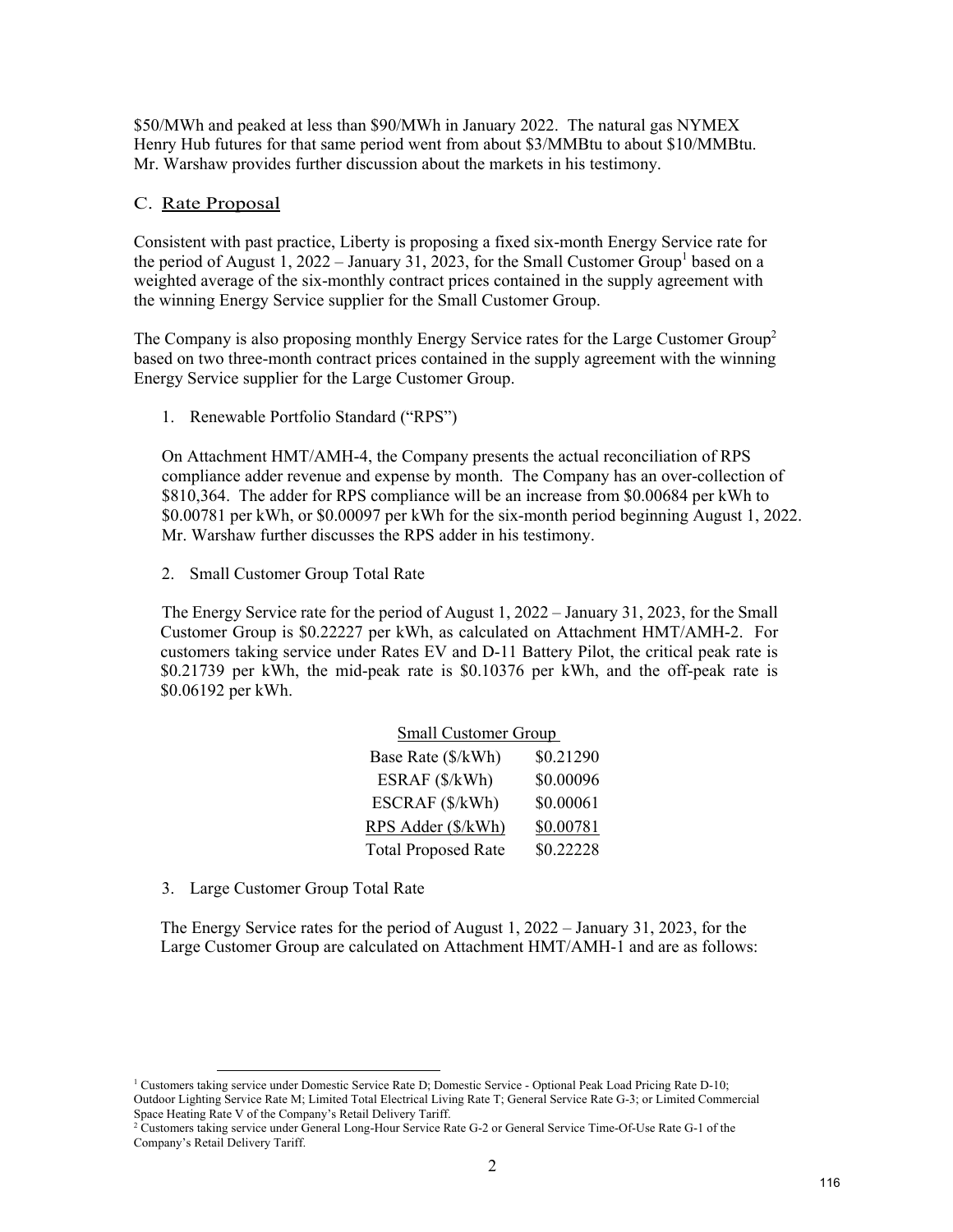$50/MWh and peaked at less than $90/MWh in January 2022. The natural gas NYMEX Henry Hub futures for that same period went from about $3/MMBtu to about $10/MMBtu. Mr. Warshaw provides further discussion about the markets in his testimony.

## C. Rate Proposal

Consistent with past practice, Liberty is proposing a fixed six-month Energy Service rate for the period of August 1, 2022 – January 31, 2023, for the Small Customer Group[1] based on a weighted average of the six-monthly contract prices contained in the supply agreement with the winning Energy Service supplier for the Small Customer Group.

The Company is also proposing monthly Energy Service rates for the Large Customer Group[2] based on two three-month contract prices contained in the supply agreement with the winning Energy Service supplier for the Large Customer Group.

1. Renewable Portfolio Standard ("RPS")

On Attachment HMT/AMH-4, the Company presents the actual reconciliation of RPS compliance adder revenue and expense by month. The Company has an over-collection of $810,364. The adder for RPS compliance will be an increase from $0.00684 per kWh to $0.00781 per kWh, or $0.00097 per kWh for the six-month period beginning August 1, 2022. Mr. Warshaw further discusses the RPS adder in his testimony.

2. Small Customer Group Total Rate

The Energy Service rate for the period of August 1, 2022 – January 31, 2023, for the Small Customer Group is $0.22227 per kWh, as calculated on Attachment HMT/AMH-2. For customers taking service under Rates EV and D-11 Battery Pilot, the critical peak rate is $0.21739 per kWh, the mid-peak rate is $0.10376 per kWh, and the off-peak rate is $0.06192 per kWh.

| Small Customer Group | |
|---|---|
| Base Rate ($/kWh) | $0.21290 |
| ESRAF ($/kWh) | $0.00096 |
| ESCRAF ($/kWh) | $0.00061 |
| RPS Adder ($/kWh) | $0.00781 |
| Total Proposed Rate | $0.22228 |

3. Large Customer Group Total Rate

The Energy Service rates for the period of August 1, 2022 – January 31, 2023, for the Large Customer Group are calculated on Attachment HMT/AMH-1 and are as follows:

[1] Customers taking service under Domestic Service Rate D; Domestic Service - Optional Peak Load Pricing Rate D-10; Outdoor Lighting Service Rate M; Limited Total Electrical Living Rate T; General Service Rate G-3; or Limited Commercial Space Heating Rate V of the Company's Retail Delivery Tariff.

[2] Customers taking service under General Long-Hour Service Rate G-2 or General Service Time-Of-Use Rate G-1 of the Company's Retail Delivery Tariff.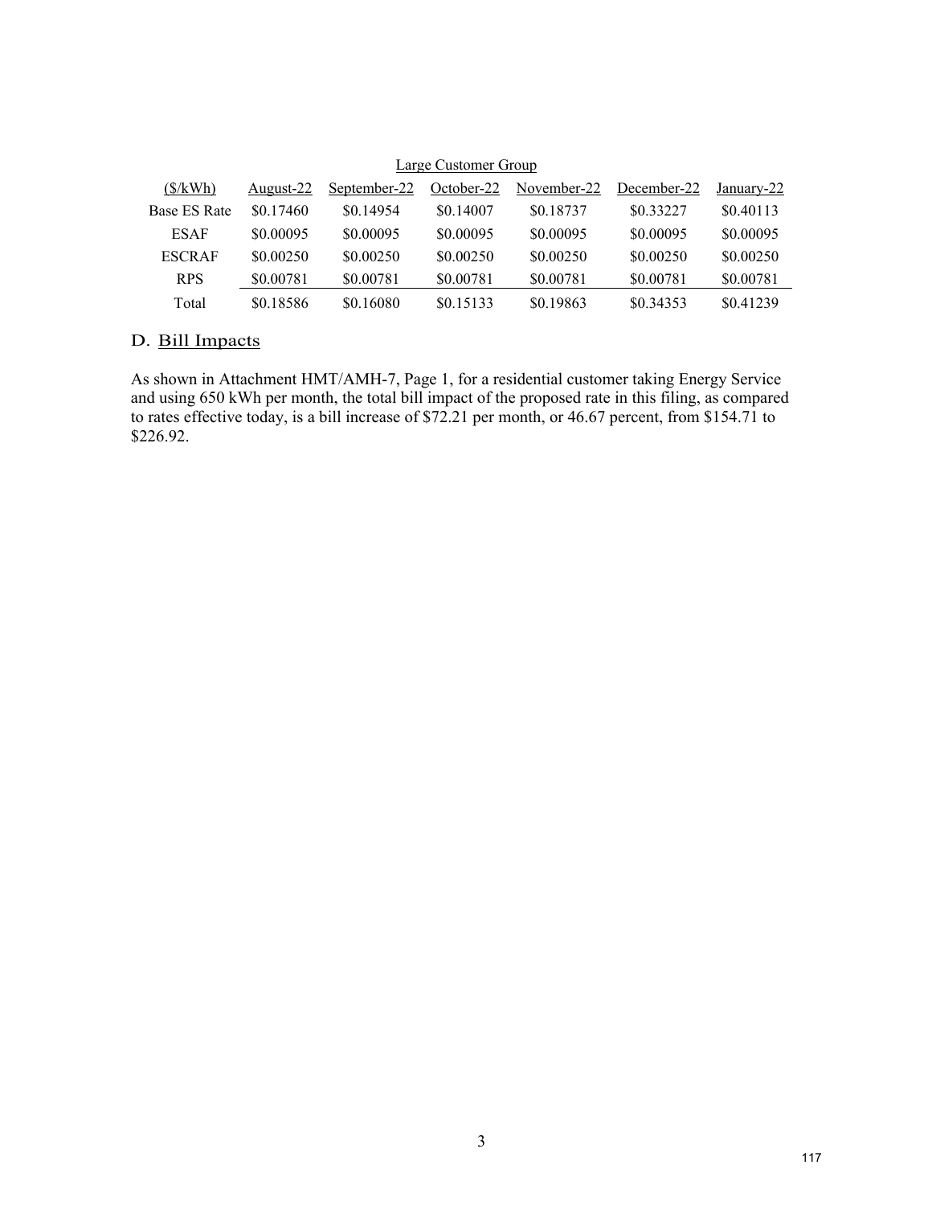| Large Customer Group | | | | | | |
|---|---|---|---|---|---|---|
| ($/kWh) | August-22 | September-22 | October-22 | November-22 | December-22 | January-22 |
| Base ES Rate | $0.17460 | $0.14954 | $0.14007 | $0.18737 | $0.33227 | $0.40113 |
| ESAF | $0.00095 | $0.00095 | $0.00095 | $0.00095 | $0.00095 | $0.00095 |
| ESCRAF | $0.00250 | $0.00250 | $0.00250 | $0.00250 | $0.00250 | $0.00250 |
| RPS | $0.00781 | $0.00781 | $0.00781 | $0.00781 | $0.00781 | $0.00781 |
| Total | $0.18586 | $0.16080 | $0.15133 | $0.19863 | $0.34353 | $0.41239 |

## D. Bill Impacts

As shown in Attachment HMT/AMH-7, Page 1, for a residential customer taking Energy Service and using 650 kWh per month, the total bill impact of the proposed rate in this filing, as compared to rates effective today, is a bill increase of $72.21 per month, or 46.67 percent, from $154.71 to $226.92.